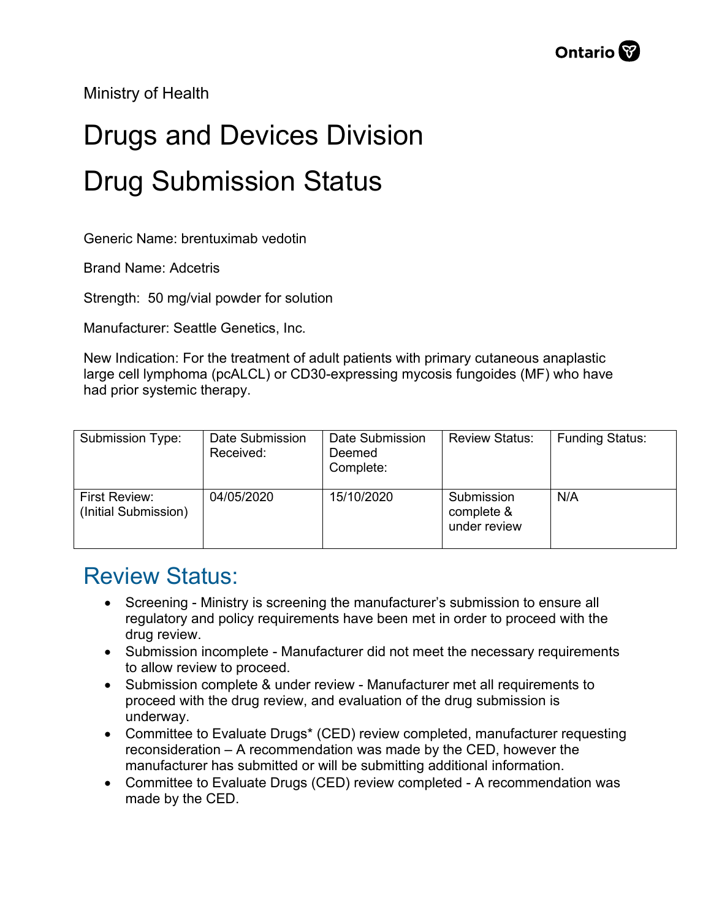Ministry of Health

# Drugs and Devices Division

# Drug Submission Status

Generic Name: brentuximab vedotin

Brand Name: Adcetris

Strength: 50 mg/vial powder for solution

Manufacturer: Seattle Genetics, Inc.

New Indication: For the treatment of adult patients with primary cutaneous anaplastic large cell lymphoma (pcALCL) or CD30-expressing mycosis fungoides (MF) who have had prior systemic therapy.

| Submission Type: | Date Submission Received: | Date Submission Deemed Complete: | Review Status: | Funding Status: |
|---|---|---|---|---|
| First Review: (Initial Submission) | 04/05/2020 | 15/10/2020 | Submission complete & under review | N/A |

## Review Status:

- Screening - Ministry is screening the manufacturer's submission to ensure all regulatory and policy requirements have been met in order to proceed with the drug review.
- Submission incomplete - Manufacturer did not meet the necessary requirements to allow review to proceed.
- Submission complete & under review - Manufacturer met all requirements to proceed with the drug review, and evaluation of the drug submission is underway.
- Committee to Evaluate Drugs* (CED) review completed, manufacturer requesting reconsideration – A recommendation was made by the CED, however the manufacturer has submitted or will be submitting additional information.
- Committee to Evaluate Drugs (CED) review completed - A recommendation was made by the CED.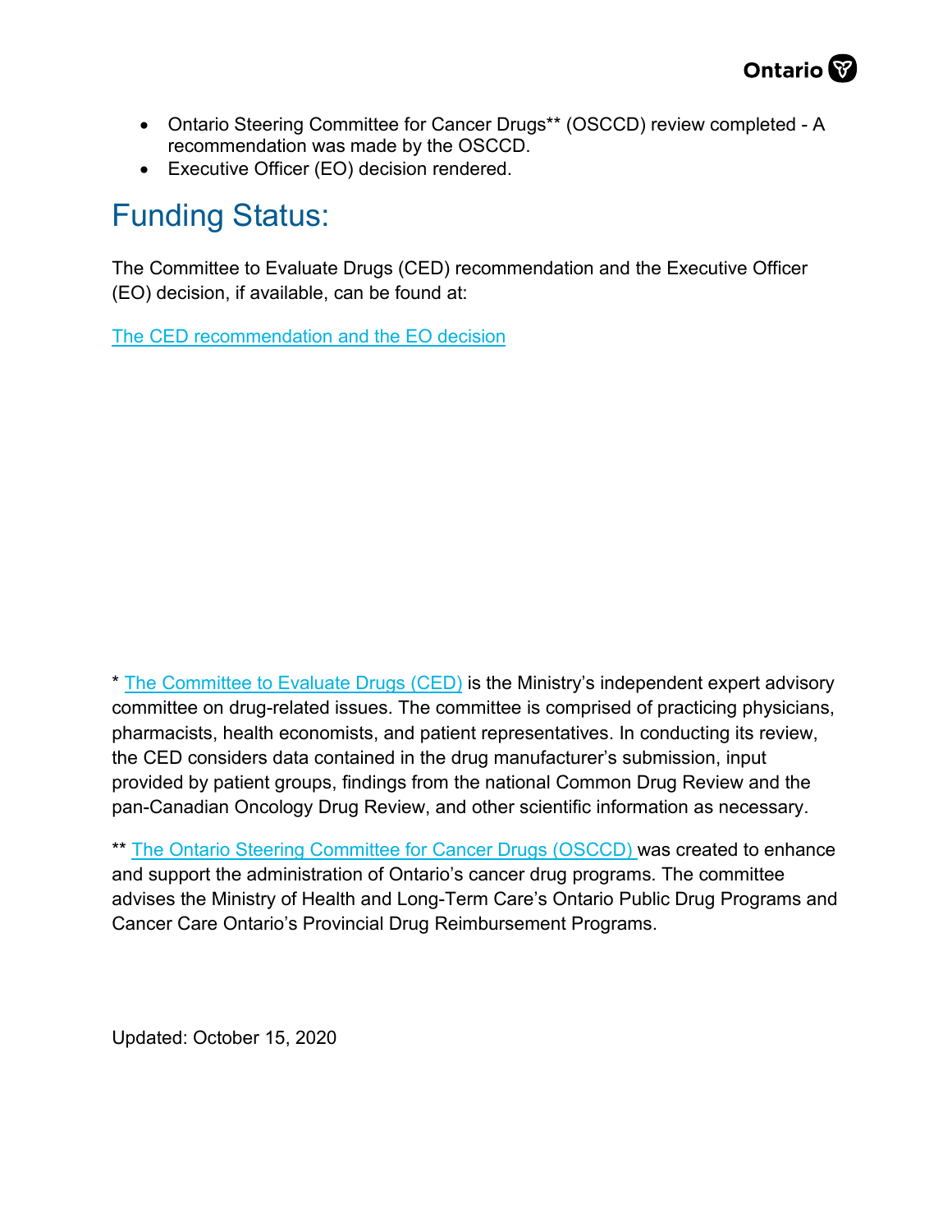- Ontario Steering Committee for Cancer Drugs** (OSCCD) review completed - A recommendation was made by the OSCCD.
- Executive Officer (EO) decision rendered.

## Funding Status:

The Committee to Evaluate Drugs (CED) recommendation and the Executive Officer (EO) decision, if available, can be found at:

The CED recommendation and the EO decision

* The Committee to Evaluate Drugs (CED) is the Ministry's independent expert advisory committee on drug-related issues. The committee is comprised of practicing physicians, pharmacists, health economists, and patient representatives. In conducting its review, the CED considers data contained in the drug manufacturer's submission, input provided by patient groups, findings from the national Common Drug Review and the pan-Canadian Oncology Drug Review, and other scientific information as necessary.

** The Ontario Steering Committee for Cancer Drugs (OSCCD) was created to enhance and support the administration of Ontario's cancer drug programs. The committee advises the Ministry of Health and Long-Term Care's Ontario Public Drug Programs and Cancer Care Ontario's Provincial Drug Reimbursement Programs.

Updated: October 15, 2020